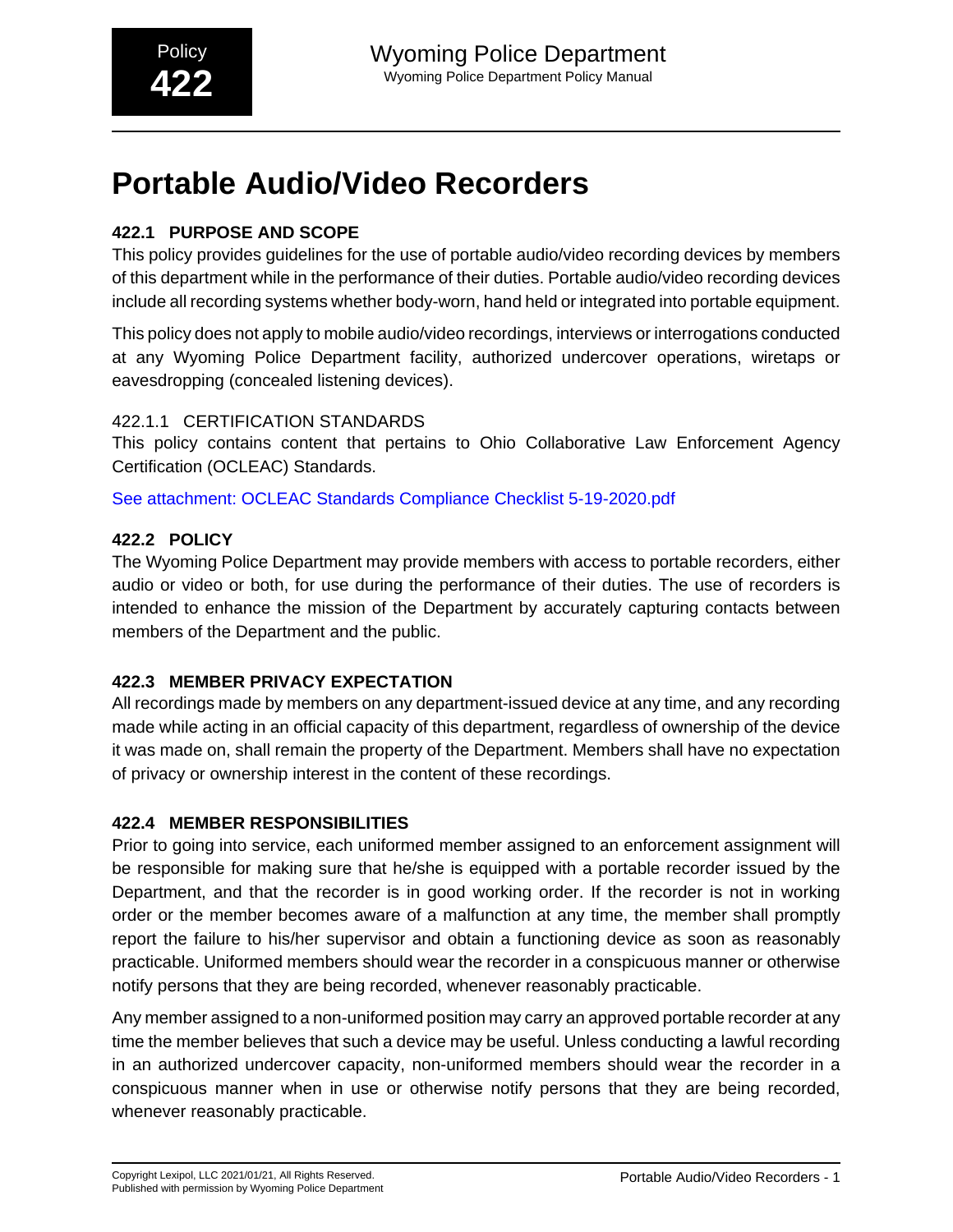Policy **422**

# Portable Audio/Video Recorders

## 422.1 PURPOSE AND SCOPE

This policy provides guidelines for the use of portable audio/video recording devices by members of this department while in the performance of their duties. Portable audio/video recording devices include all recording systems whether body-worn, hand held or integrated into portable equipment.

This policy does not apply to mobile audio/video recordings, interviews or interrogations conducted at any Wyoming Police Department facility, authorized undercover operations, wiretaps or eavesdropping (concealed listening devices).

### 422.1.1 CERTIFICATION STANDARDS

This policy contains content that pertains to Ohio Collaborative Law Enforcement Agency Certification (OCLEAC) Standards.

See attachment: OCLEAC Standards Compliance Checklist 5-19-2020.pdf

## 422.2 POLICY

The Wyoming Police Department may provide members with access to portable recorders, either audio or video or both, for use during the performance of their duties. The use of recorders is intended to enhance the mission of the Department by accurately capturing contacts between members of the Department and the public.

## 422.3 MEMBER PRIVACY EXPECTATION

All recordings made by members on any department-issued device at any time, and any recording made while acting in an official capacity of this department, regardless of ownership of the device it was made on, shall remain the property of the Department. Members shall have no expectation of privacy or ownership interest in the content of these recordings.

## 422.4 MEMBER RESPONSIBILITIES

Prior to going into service, each uniformed member assigned to an enforcement assignment will be responsible for making sure that he/she is equipped with a portable recorder issued by the Department, and that the recorder is in good working order. If the recorder is not in working order or the member becomes aware of a malfunction at any time, the member shall promptly report the failure to his/her supervisor and obtain a functioning device as soon as reasonably practicable. Uniformed members should wear the recorder in a conspicuous manner or otherwise notify persons that they are being recorded, whenever reasonably practicable.

Any member assigned to a non-uniformed position may carry an approved portable recorder at any time the member believes that such a device may be useful. Unless conducting a lawful recording in an authorized undercover capacity, non-uniformed members should wear the recorder in a conspicuous manner when in use or otherwise notify persons that they are being recorded, whenever reasonably practicable.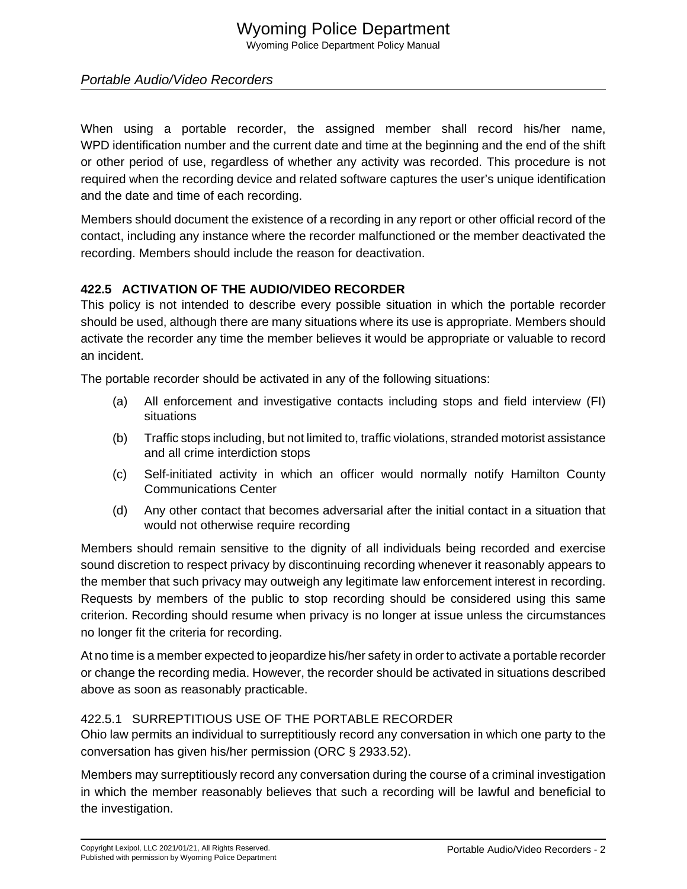When using a portable recorder, the assigned member shall record his/her name, WPD identification number and the current date and time at the beginning and the end of the shift or other period of use, regardless of whether any activity was recorded. This procedure is not required when the recording device and related software captures the user's unique identification and the date and time of each recording.

Members should document the existence of a recording in any report or other official record of the contact, including any instance where the recorder malfunctioned or the member deactivated the recording. Members should include the reason for deactivation.

## 422.5 ACTIVATION OF THE AUDIO/VIDEO RECORDER

This policy is not intended to describe every possible situation in which the portable recorder should be used, although there are many situations where its use is appropriate. Members should activate the recorder any time the member believes it would be appropriate or valuable to record an incident.

The portable recorder should be activated in any of the following situations:

(a) All enforcement and investigative contacts including stops and field interview (FI) situations

(b) Traffic stops including, but not limited to, traffic violations, stranded motorist assistance and all crime interdiction stops

(c) Self-initiated activity in which an officer would normally notify Hamilton County Communications Center

(d) Any other contact that becomes adversarial after the initial contact in a situation that would not otherwise require recording

Members should remain sensitive to the dignity of all individuals being recorded and exercise sound discretion to respect privacy by discontinuing recording whenever it reasonably appears to the member that such privacy may outweigh any legitimate law enforcement interest in recording. Requests by members of the public to stop recording should be considered using this same criterion. Recording should resume when privacy is no longer at issue unless the circumstances no longer fit the criteria for recording.

At no time is a member expected to jeopardize his/her safety in order to activate a portable recorder or change the recording media. However, the recorder should be activated in situations described above as soon as reasonably practicable.

### 422.5.1 SURREPTITIOUS USE OF THE PORTABLE RECORDER

Ohio law permits an individual to surreptitiously record any conversation in which one party to the conversation has given his/her permission (ORC § 2933.52).

Members may surreptitiously record any conversation during the course of a criminal investigation in which the member reasonably believes that such a recording will be lawful and beneficial to the investigation.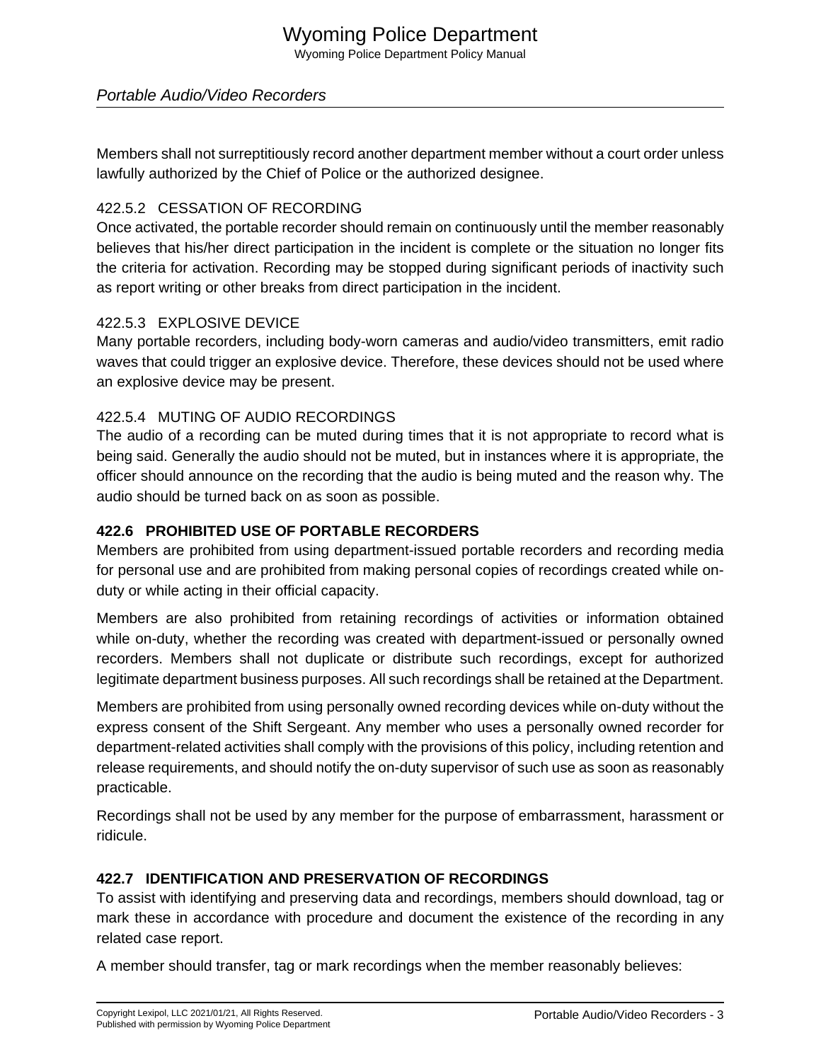Members shall not surreptitiously record another department member without a court order unless lawfully authorized by the Chief of Police or the authorized designee.

### 422.5.2 CESSATION OF RECORDING

Once activated, the portable recorder should remain on continuously until the member reasonably believes that his/her direct participation in the incident is complete or the situation no longer fits the criteria for activation. Recording may be stopped during significant periods of inactivity such as report writing or other breaks from direct participation in the incident.

### 422.5.3 EXPLOSIVE DEVICE

Many portable recorders, including body-worn cameras and audio/video transmitters, emit radio waves that could trigger an explosive device. Therefore, these devices should not be used where an explosive device may be present.

### 422.5.4 MUTING OF AUDIO RECORDINGS

The audio of a recording can be muted during times that it is not appropriate to record what is being said. Generally the audio should not be muted, but in instances where it is appropriate, the officer should announce on the recording that the audio is being muted and the reason why. The audio should be turned back on as soon as possible.

## 422.6 PROHIBITED USE OF PORTABLE RECORDERS

Members are prohibited from using department-issued portable recorders and recording media for personal use and are prohibited from making personal copies of recordings created while on-duty or while acting in their official capacity.

Members are also prohibited from retaining recordings of activities or information obtained while on-duty, whether the recording was created with department-issued or personally owned recorders. Members shall not duplicate or distribute such recordings, except for authorized legitimate department business purposes. All such recordings shall be retained at the Department.

Members are prohibited from using personally owned recording devices while on-duty without the express consent of the Shift Sergeant. Any member who uses a personally owned recorder for department-related activities shall comply with the provisions of this policy, including retention and release requirements, and should notify the on-duty supervisor of such use as soon as reasonably practicable.

Recordings shall not be used by any member for the purpose of embarrassment, harassment or ridicule.

## 422.7 IDENTIFICATION AND PRESERVATION OF RECORDINGS

To assist with identifying and preserving data and recordings, members should download, tag or mark these in accordance with procedure and document the existence of the recording in any related case report.

A member should transfer, tag or mark recordings when the member reasonably believes: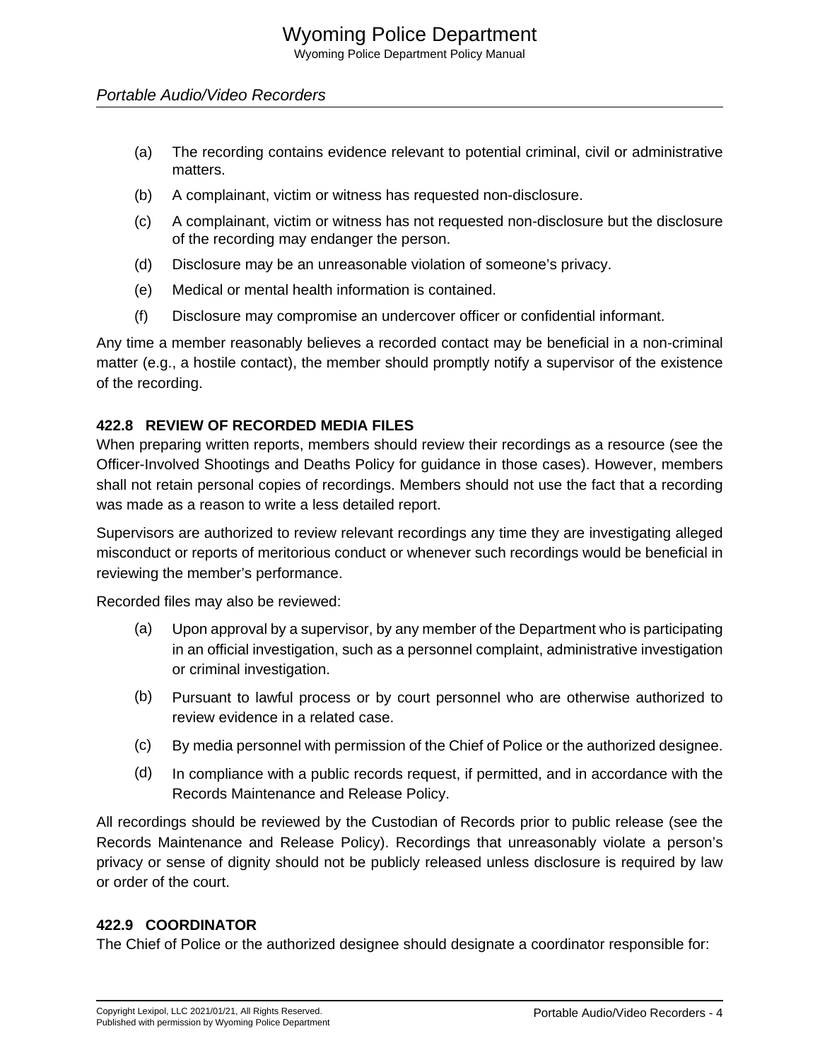(a) The recording contains evidence relevant to potential criminal, civil or administrative matters.

(b) A complainant, victim or witness has requested non-disclosure.

(c) A complainant, victim or witness has not requested non-disclosure but the disclosure of the recording may endanger the person.

(d) Disclosure may be an unreasonable violation of someone's privacy.

(e) Medical or mental health information is contained.

(f) Disclosure may compromise an undercover officer or confidential informant.

Any time a member reasonably believes a recorded contact may be beneficial in a non-criminal matter (e.g., a hostile contact), the member should promptly notify a supervisor of the existence of the recording.

### 422.8 REVIEW OF RECORDED MEDIA FILES

When preparing written reports, members should review their recordings as a resource (see the Officer-Involved Shootings and Deaths Policy for guidance in those cases). However, members shall not retain personal copies of recordings. Members should not use the fact that a recording was made as a reason to write a less detailed report.

Supervisors are authorized to review relevant recordings any time they are investigating alleged misconduct or reports of meritorious conduct or whenever such recordings would be beneficial in reviewing the member's performance.

Recorded files may also be reviewed:

(a) Upon approval by a supervisor, by any member of the Department who is participating in an official investigation, such as a personnel complaint, administrative investigation or criminal investigation.

(b) Pursuant to lawful process or by court personnel who are otherwise authorized to review evidence in a related case.

(c) By media personnel with permission of the Chief of Police or the authorized designee.

(d) In compliance with a public records request, if permitted, and in accordance with the Records Maintenance and Release Policy.

All recordings should be reviewed by the Custodian of Records prior to public release (see the Records Maintenance and Release Policy). Recordings that unreasonably violate a person's privacy or sense of dignity should not be publicly released unless disclosure is required by law or order of the court.

### 422.9 COORDINATOR

The Chief of Police or the authorized designee should designate a coordinator responsible for: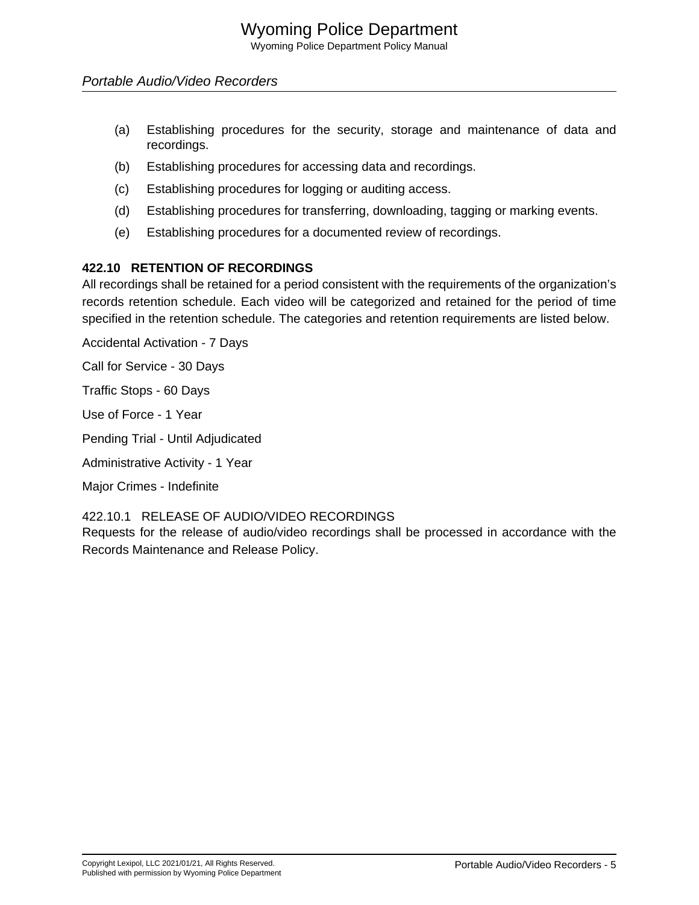(a) Establishing procedures for the security, storage and maintenance of data and recordings.

(b) Establishing procedures for accessing data and recordings.

(c) Establishing procedures for logging or auditing access.

(d) Establishing procedures for transferring, downloading, tagging or marking events.

(e) Establishing procedures for a documented review of recordings.

## 422.10 RETENTION OF RECORDINGS

All recordings shall be retained for a period consistent with the requirements of the organization's records retention schedule. Each video will be categorized and retained for the period of time specified in the retention schedule. The categories and retention requirements are listed below.

Accidental Activation - 7 Days

Call for Service - 30 Days

Traffic Stops - 60 Days

Use of Force - 1 Year

Pending Trial - Until Adjudicated

Administrative Activity - 1 Year

Major Crimes - Indefinite

### 422.10.1 RELEASE OF AUDIO/VIDEO RECORDINGS

Requests for the release of audio/video recordings shall be processed in accordance with the Records Maintenance and Release Policy.